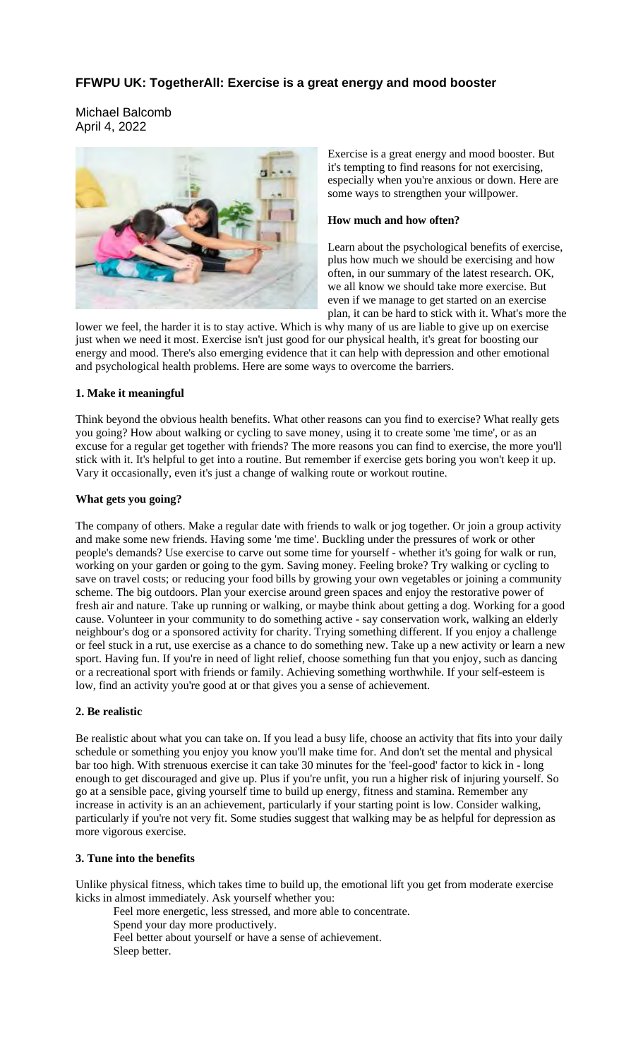## FFWPU UK: TogetherAll: Exercise is a great energy and mood booster

Michael Balcomb
April 4, 2022

Exercise is a great energy and mood booster. But it's tempting to find reasons for not exercising, especially when you're anxious or down. Here are some ways to strengthen your willpower.

**How much and how often?**

Learn about the psychological benefits of exercise, plus how much we should be exercising and how often, in our summary of the latest research. OK, we all know we should take more exercise. But even if we manage to get started on an exercise plan, it can be hard to stick with it. What's more the lower we feel, the harder it is to stay active. Which is why many of us are liable to give up on exercise just when we need it most. Exercise isn't just good for our physical health, it's great for boosting our energy and mood. There's also emerging evidence that it can help with depression and other emotional and psychological health problems. Here are some ways to overcome the barriers.

**1. Make it meaningful**

Think beyond the obvious health benefits. What other reasons can you find to exercise? What really gets you going? How about walking or cycling to save money, using it to create some 'me time', or as an excuse for a regular get together with friends? The more reasons you can find to exercise, the more you'll stick with it. It's helpful to get into a routine. But remember if exercise gets boring you won't keep it up. Vary it occasionally, even it's just a change of walking route or workout routine.

**What gets you going?**

The company of others. Make a regular date with friends to walk or jog together. Or join a group activity and make some new friends. Having some 'me time'. Buckling under the pressures of work or other people's demands? Use exercise to carve out some time for yourself - whether it's going for walk or run, working on your garden or going to the gym. Saving money. Feeling broke? Try walking or cycling to save on travel costs; or reducing your food bills by growing your own vegetables or joining a community scheme. The big outdoors. Plan your exercise around green spaces and enjoy the restorative power of fresh air and nature. Take up running or walking, or maybe think about getting a dog. Working for a good cause. Volunteer in your community to do something active - say conservation work, walking an elderly neighbour's dog or a sponsored activity for charity. Trying something different. If you enjoy a challenge or feel stuck in a rut, use exercise as a chance to do something new. Take up a new activity or learn a new sport. Having fun. If you're in need of light relief, choose something fun that you enjoy, such as dancing or a recreational sport with friends or family. Achieving something worthwhile. If your self-esteem is low, find an activity you're good at or that gives you a sense of achievement.

**2. Be realistic**

Be realistic about what you can take on. If you lead a busy life, choose an activity that fits into your daily schedule or something you enjoy you know you'll make time for. And don't set the mental and physical bar too high. With strenuous exercise it can take 30 minutes for the 'feel-good' factor to kick in - long enough to get discouraged and give up. Plus if you're unfit, you run a higher risk of injuring yourself. So go at a sensible pace, giving yourself time to build up energy, fitness and stamina. Remember any increase in activity is an an achievement, particularly if your starting point is low. Consider walking, particularly if you're not very fit. Some studies suggest that walking may be as helpful for depression as more vigorous exercise.

**3. Tune into the benefits**

Unlike physical fitness, which takes time to build up, the emotional lift you get from moderate exercise kicks in almost immediately. Ask yourself whether you:

- Feel more energetic, less stressed, and more able to concentrate.
- Spend your day more productively.
- Feel better about yourself or have a sense of achievement.
- Sleep better.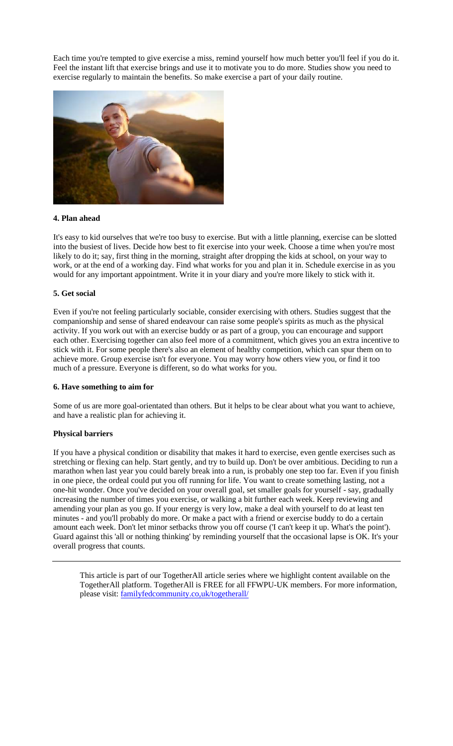Each time you're tempted to give exercise a miss, remind yourself how much better you'll feel if you do it. Feel the instant lift that exercise brings and use it to motivate you to do more. Studies show you need to exercise regularly to maintain the benefits. So make exercise a part of your daily routine.

**4. Plan ahead**

It's easy to kid ourselves that we're too busy to exercise. But with a little planning, exercise can be slotted into the busiest of lives. Decide how best to fit exercise into your week. Choose a time when you're most likely to do it; say, first thing in the morning, straight after dropping the kids at school, on your way to work, or at the end of a working day. Find what works for you and plan it in. Schedule exercise in as you would for any important appointment. Write it in your diary and you're more likely to stick with it.

**5. Get social**

Even if you're not feeling particularly sociable, consider exercising with others. Studies suggest that the companionship and sense of shared endeavour can raise some people's spirits as much as the physical activity. If you work out with an exercise buddy or as part of a group, you can encourage and support each other. Exercising together can also feel more of a commitment, which gives you an extra incentive to stick with it. For some people there's also an element of healthy competition, which can spur them on to achieve more. Group exercise isn't for everyone. You may worry how others view you, or find it too much of a pressure. Everyone is different, so do what works for you.

**6. Have something to aim for**

Some of us are more goal-orientated than others. But it helps to be clear about what you want to achieve, and have a realistic plan for achieving it.

**Physical barriers**

If you have a physical condition or disability that makes it hard to exercise, even gentle exercises such as stretching or flexing can help. Start gently, and try to build up. Don't be over ambitious. Deciding to run a marathon when last year you could barely break into a run, is probably one step too far. Even if you finish in one piece, the ordeal could put you off running for life. You want to create something lasting, not a one-hit wonder. Once you've decided on your overall goal, set smaller goals for yourself - say, gradually increasing the number of times you exercise, or walking a bit further each week. Keep reviewing and amending your plan as you go. If your energy is very low, make a deal with yourself to do at least ten minutes - and you'll probably do more. Or make a pact with a friend or exercise buddy to do a certain amount each week. Don't let minor setbacks throw you off course ('I can't keep it up. What's the point'). Guard against this 'all or nothing thinking' by reminding yourself that the occasional lapse is OK. It's your overall progress that counts.

---

This article is part of our TogetherAll article series where we highlight content available on the TogetherAll platform. TogetherAll is FREE for all FFWPU-UK members. For more information, please visit: familyfedcommunity.co,uk/togetherall/